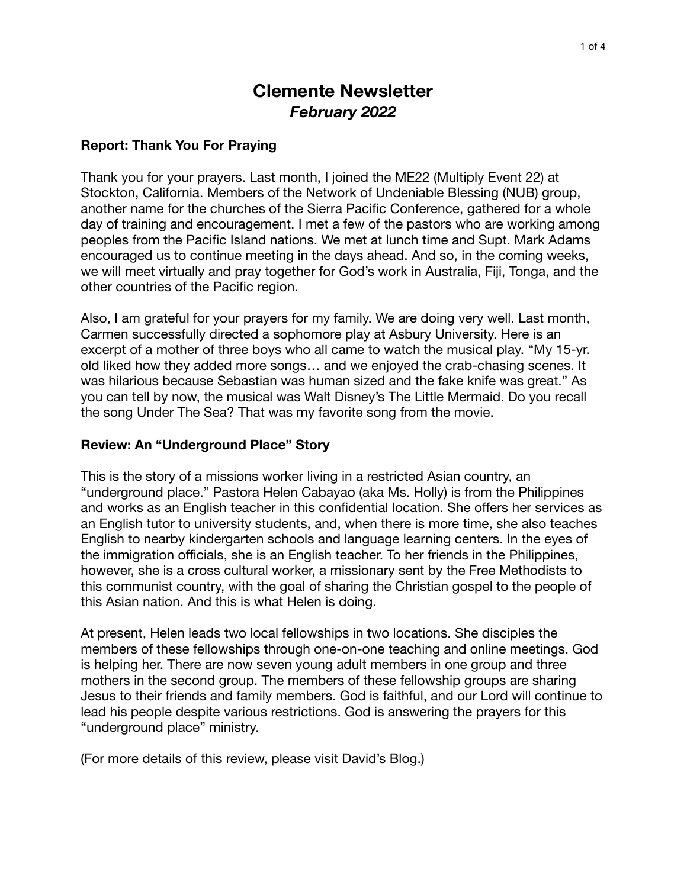# Clemente Newsletter
## *February 2022*

**Report: Thank You For Praying**

Thank you for your prayers. Last month, I joined the ME22 (Multiply Event 22) at Stockton, California. Members of the Network of Undeniable Blessing (NUB) group, another name for the churches of the Sierra Pacific Conference, gathered for a whole day of training and encouragement. I met a few of the pastors who are working among peoples from the Pacific Island nations. We met at lunch time and Supt. Mark Adams encouraged us to continue meeting in the days ahead. And so, in the coming weeks, we will meet virtually and pray together for God's work in Australia, Fiji, Tonga, and the other countries of the Pacific region.

Also, I am grateful for your prayers for my family. We are doing very well. Last month, Carmen successfully directed a sophomore play at Asbury University. Here is an excerpt of a mother of three boys who all came to watch the musical play. "My 15-yr. old liked how they added more songs… and we enjoyed the crab-chasing scenes. It was hilarious because Sebastian was human sized and the fake knife was great." As you can tell by now, the musical was Walt Disney's The Little Mermaid. Do you recall the song Under The Sea? That was my favorite song from the movie.

**Review: An "Underground Place" Story**

This is the story of a missions worker living in a restricted Asian country, an "underground place." Pastora Helen Cabayao (aka Ms. Holly) is from the Philippines and works as an English teacher in this confidential location. She offers her services as an English tutor to university students, and, when there is more time, she also teaches English to nearby kindergarten schools and language learning centers. In the eyes of the immigration officials, she is an English teacher. To her friends in the Philippines, however, she is a cross cultural worker, a missionary sent by the Free Methodists to this communist country, with the goal of sharing the Christian gospel to the people of this Asian nation. And this is what Helen is doing.

At present, Helen leads two local fellowships in two locations. She disciples the members of these fellowships through one-on-one teaching and online meetings. God is helping her. There are now seven young adult members in one group and three mothers in the second group. The members of these fellowship groups are sharing Jesus to their friends and family members. God is faithful, and our Lord will continue to lead his people despite various restrictions. God is answering the prayers for this "underground place" ministry.

(For more details of this review, please visit David's Blog.)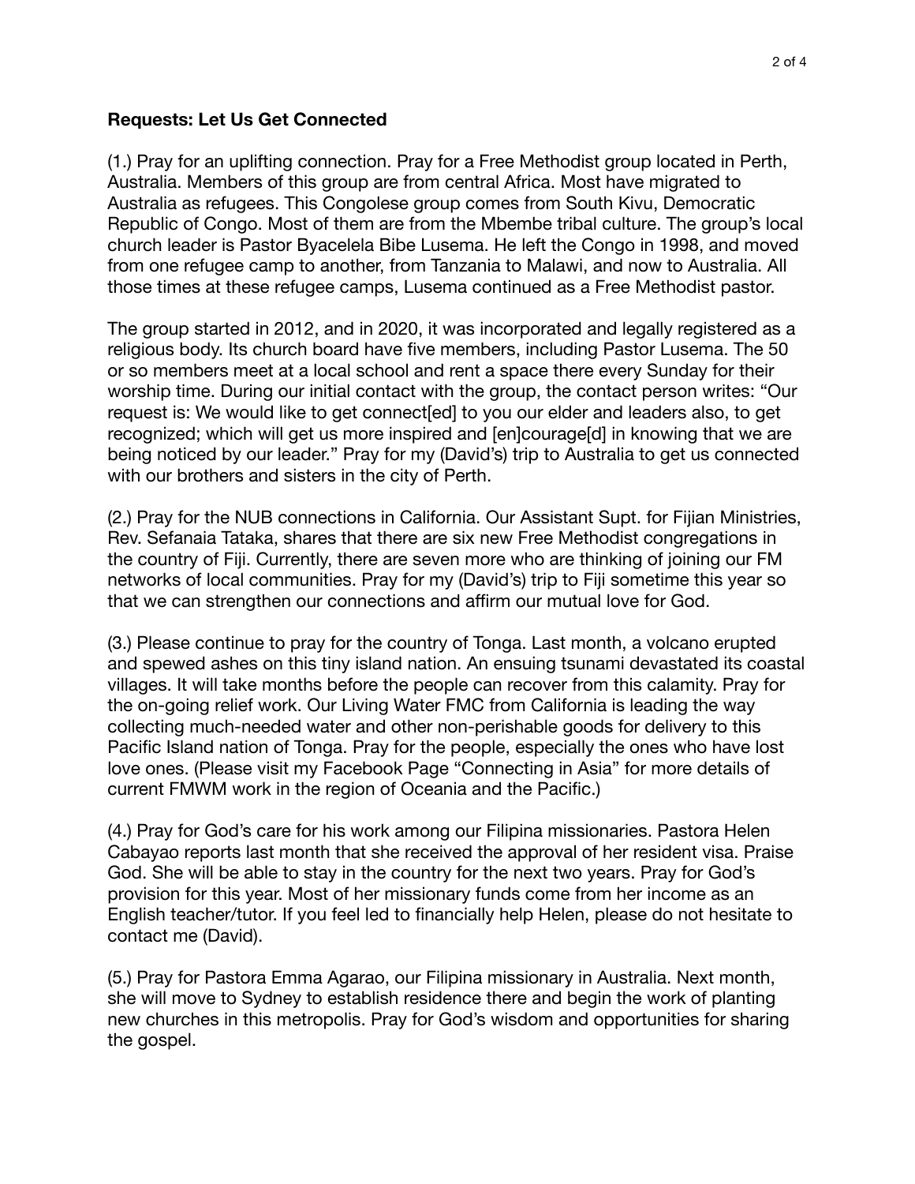**Requests: Let Us Get Connected**

(1.) Pray for an uplifting connection. Pray for a Free Methodist group located in Perth, Australia. Members of this group are from central Africa. Most have migrated to Australia as refugees. This Congolese group comes from South Kivu, Democratic Republic of Congo. Most of them are from the Mbembe tribal culture. The group's local church leader is Pastor Byacelela Bibe Lusema. He left the Congo in 1998, and moved from one refugee camp to another, from Tanzania to Malawi, and now to Australia. All those times at these refugee camps, Lusema continued as a Free Methodist pastor.

The group started in 2012, and in 2020, it was incorporated and legally registered as a religious body. Its church board have five members, including Pastor Lusema. The 50 or so members meet at a local school and rent a space there every Sunday for their worship time. During our initial contact with the group, the contact person writes: "Our request is: We would like to get connect[ed] to you our elder and leaders also, to get recognized; which will get us more inspired and [en]courage[d] in knowing that we are being noticed by our leader." Pray for my (David's) trip to Australia to get us connected with our brothers and sisters in the city of Perth.

(2.) Pray for the NUB connections in California. Our Assistant Supt. for Fijian Ministries, Rev. Sefanaia Tataka, shares that there are six new Free Methodist congregations in the country of Fiji. Currently, there are seven more who are thinking of joining our FM networks of local communities. Pray for my (David's) trip to Fiji sometime this year so that we can strengthen our connections and affirm our mutual love for God.

(3.) Please continue to pray for the country of Tonga. Last month, a volcano erupted and spewed ashes on this tiny island nation. An ensuing tsunami devastated its coastal villages. It will take months before the people can recover from this calamity. Pray for the on-going relief work. Our Living Water FMC from California is leading the way collecting much-needed water and other non-perishable goods for delivery to this Pacific Island nation of Tonga. Pray for the people, especially the ones who have lost love ones. (Please visit my Facebook Page "Connecting in Asia" for more details of current FMWM work in the region of Oceania and the Pacific.)

(4.) Pray for God's care for his work among our Filipina missionaries. Pastora Helen Cabayao reports last month that she received the approval of her resident visa. Praise God. She will be able to stay in the country for the next two years. Pray for God's provision for this year. Most of her missionary funds come from her income as an English teacher/tutor. If you feel led to financially help Helen, please do not hesitate to contact me (David).

(5.) Pray for Pastora Emma Agarao, our Filipina missionary in Australia. Next month, she will move to Sydney to establish residence there and begin the work of planting new churches in this metropolis. Pray for God's wisdom and opportunities for sharing the gospel.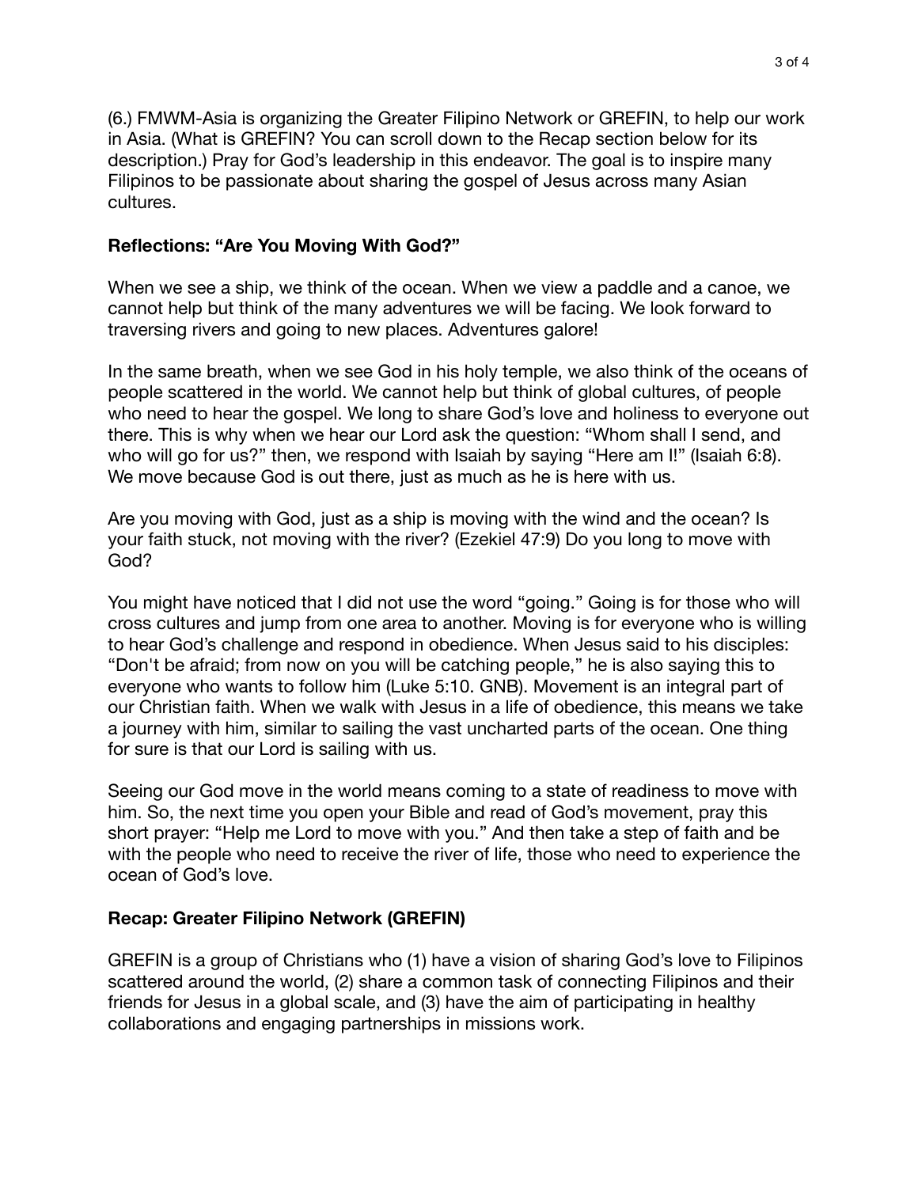(6.) FMWM-Asia is organizing the Greater Filipino Network or GREFIN, to help our work in Asia. (What is GREFIN? You can scroll down to the Recap section below for its description.) Pray for God's leadership in this endeavor. The goal is to inspire many Filipinos to be passionate about sharing the gospel of Jesus across many Asian cultures.

**Reflections: "Are You Moving With God?"**

When we see a ship, we think of the ocean. When we view a paddle and a canoe, we cannot help but think of the many adventures we will be facing. We look forward to traversing rivers and going to new places. Adventures galore!

In the same breath, when we see God in his holy temple, we also think of the oceans of people scattered in the world. We cannot help but think of global cultures, of people who need to hear the gospel. We long to share God's love and holiness to everyone out there. This is why when we hear our Lord ask the question: "Whom shall I send, and who will go for us?" then, we respond with Isaiah by saying "Here am I!" (Isaiah 6:8). We move because God is out there, just as much as he is here with us.

Are you moving with God, just as a ship is moving with the wind and the ocean? Is your faith stuck, not moving with the river? (Ezekiel 47:9) Do you long to move with God?

You might have noticed that I did not use the word "going." Going is for those who will cross cultures and jump from one area to another. Moving is for everyone who is willing to hear God's challenge and respond in obedience. When Jesus said to his disciples: "Don't be afraid; from now on you will be catching people," he is also saying this to everyone who wants to follow him (Luke 5:10. GNB). Movement is an integral part of our Christian faith. When we walk with Jesus in a life of obedience, this means we take a journey with him, similar to sailing the vast uncharted parts of the ocean. One thing for sure is that our Lord is sailing with us.

Seeing our God move in the world means coming to a state of readiness to move with him. So, the next time you open your Bible and read of God's movement, pray this short prayer: "Help me Lord to move with you." And then take a step of faith and be with the people who need to receive the river of life, those who need to experience the ocean of God's love.

**Recap: Greater Filipino Network (GREFIN)**

GREFIN is a group of Christians who (1) have a vision of sharing God's love to Filipinos scattered around the world, (2) share a common task of connecting Filipinos and their friends for Jesus in a global scale, and (3) have the aim of participating in healthy collaborations and engaging partnerships in missions work.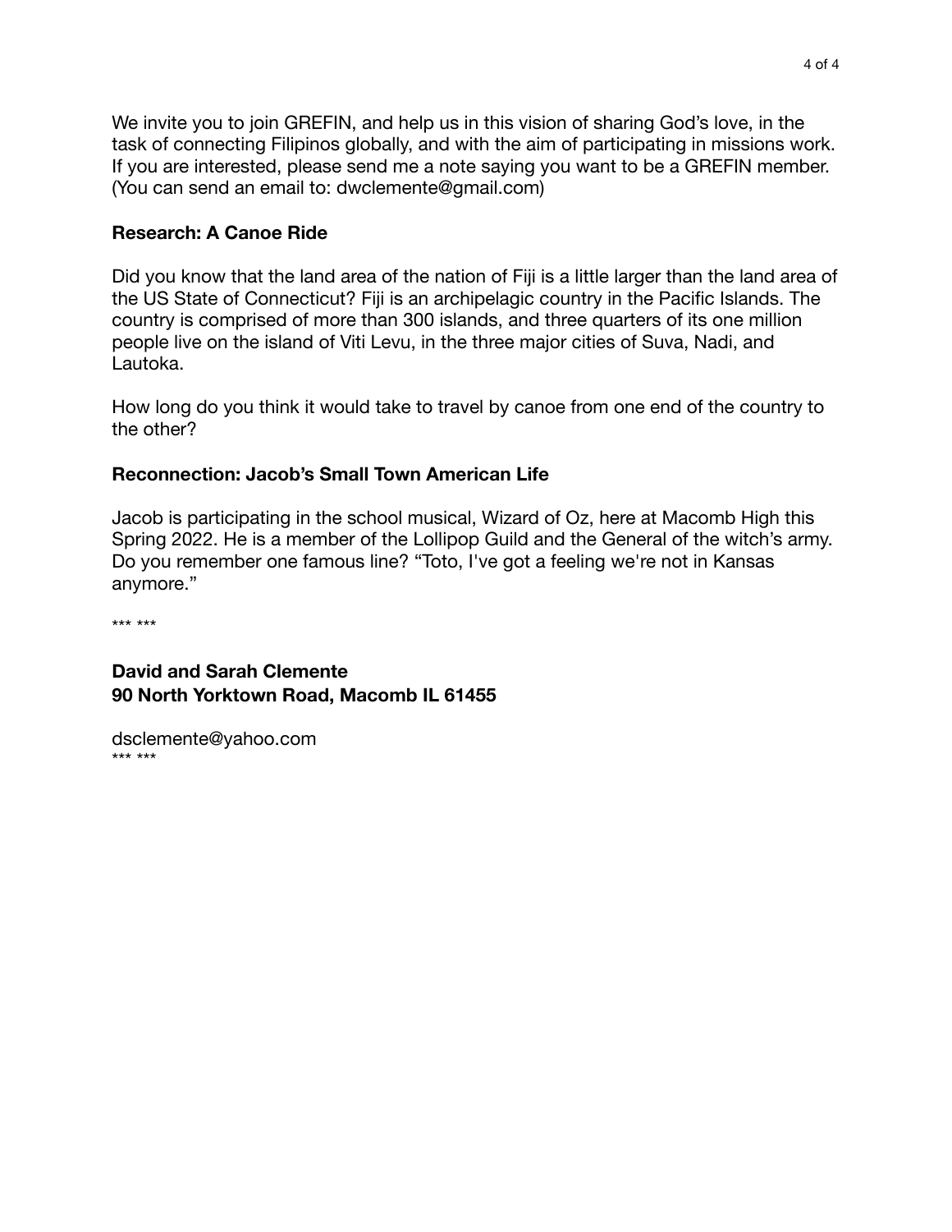We invite you to join GREFIN, and help us in this vision of sharing God's love, in the task of connecting Filipinos globally, and with the aim of participating in missions work. If you are interested, please send me a note saying you want to be a GREFIN member. (You can send an email to: dwclemente@gmail.com)

**Research: A Canoe Ride**

Did you know that the land area of the nation of Fiji is a little larger than the land area of the US State of Connecticut? Fiji is an archipelagic country in the Pacific Islands. The country is comprised of more than 300 islands, and three quarters of its one million people live on the island of Viti Levu, in the three major cities of Suva, Nadi, and Lautoka.

How long do you think it would take to travel by canoe from one end of the country to the other?

**Reconnection: Jacob's Small Town American Life**

Jacob is participating in the school musical, Wizard of Oz, here at Macomb High this Spring 2022. He is a member of the Lollipop Guild and the General of the witch's army. Do you remember one famous line? "Toto, I've got a feeling we're not in Kansas anymore."

*** ***

**David and Sarah Clemente**
**90 North Yorktown Road, Macomb IL 61455**

dsclemente@yahoo.com
*** ***